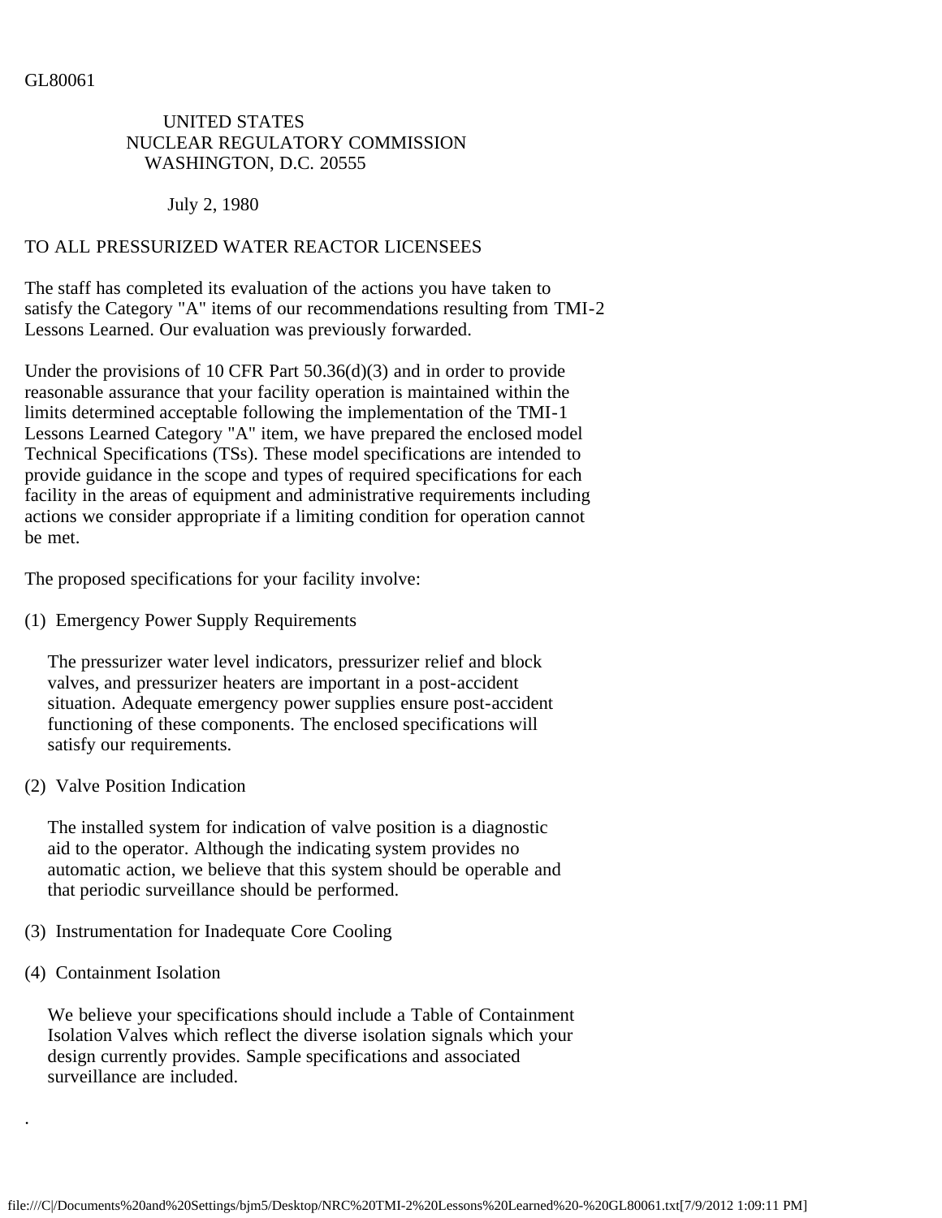GL80061

UNITED STATES
NUCLEAR REGULATORY COMMISSION
WASHINGTON, D.C. 20555

July 2, 1980

TO ALL PRESSURIZED WATER REACTOR LICENSEES

The staff has completed its evaluation of the actions you have taken to satisfy the Category "A" items of our recommendations resulting from TMI-2 Lessons Learned. Our evaluation was previously forwarded.

Under the provisions of 10 CFR Part 50.36(d)(3) and in order to provide reasonable assurance that your facility operation is maintained within the limits determined acceptable following the implementation of the TMI-1 Lessons Learned Category "A" item, we have prepared the enclosed model Technical Specifications (TSs). These model specifications are intended to provide guidance in the scope and types of required specifications for each facility in the areas of equipment and administrative requirements including actions we consider appropriate if a limiting condition for operation cannot be met.

The proposed specifications for your facility involve:

(1) Emergency Power Supply Requirements

The pressurizer water level indicators, pressurizer relief and block valves, and pressurizer heaters are important in a post-accident situation. Adequate emergency power supplies ensure post-accident functioning of these components. The enclosed specifications will satisfy our requirements.

(2) Valve Position Indication

The installed system for indication of valve position is a diagnostic aid to the operator. Although the indicating system provides no automatic action, we believe that this system should be operable and that periodic surveillance should be performed.

(3) Instrumentation for Inadequate Core Cooling

(4) Containment Isolation

We believe your specifications should include a Table of Containment Isolation Valves which reflect the diverse isolation signals which your design currently provides. Sample specifications and associated surveillance are included.

.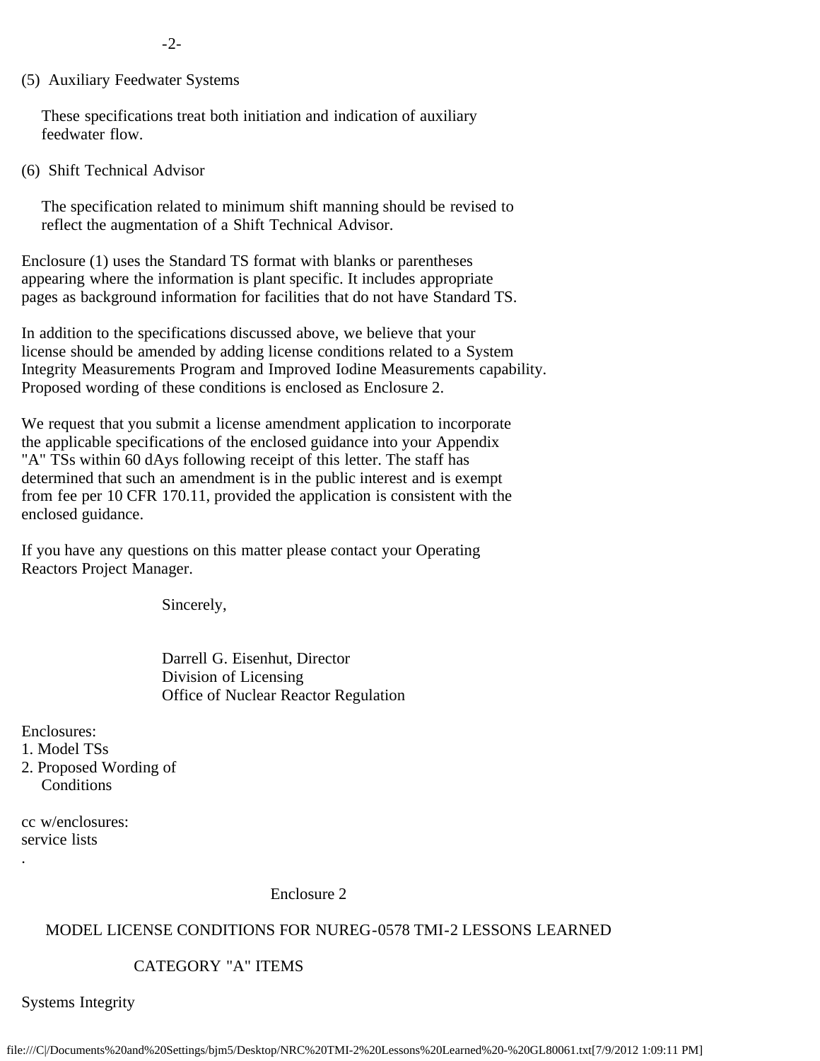(5) Auxiliary Feedwater Systems

These specifications treat both initiation and indication of auxiliary feedwater flow.

(6) Shift Technical Advisor

The specification related to minimum shift manning should be revised to reflect the augmentation of a Shift Technical Advisor.

Enclosure (1) uses the Standard TS format with blanks or parentheses appearing where the information is plant specific. It includes appropriate pages as background information for facilities that do not have Standard TS.

In addition to the specifications discussed above, we believe that your license should be amended by adding license conditions related to a System Integrity Measurements Program and Improved Iodine Measurements capability. Proposed wording of these conditions is enclosed as Enclosure 2.

We request that you submit a license amendment application to incorporate the applicable specifications of the enclosed guidance into your Appendix "A" TSs within 60 dAys following receipt of this letter. The staff has determined that such an amendment is in the public interest and is exempt from fee per 10 CFR 170.11, provided the application is consistent with the enclosed guidance.

If you have any questions on this matter please contact your Operating Reactors Project Manager.

Sincerely,

Darrell G. Eisenhut, Director
Division of Licensing
Office of Nuclear Reactor Regulation

Enclosures:
1. Model TSs
2. Proposed Wording of Conditions

cc w/enclosures:
service lists

.

Enclosure 2

MODEL LICENSE CONDITIONS FOR NUREG-0578 TMI-2 LESSONS LEARNED

CATEGORY "A" ITEMS

Systems Integrity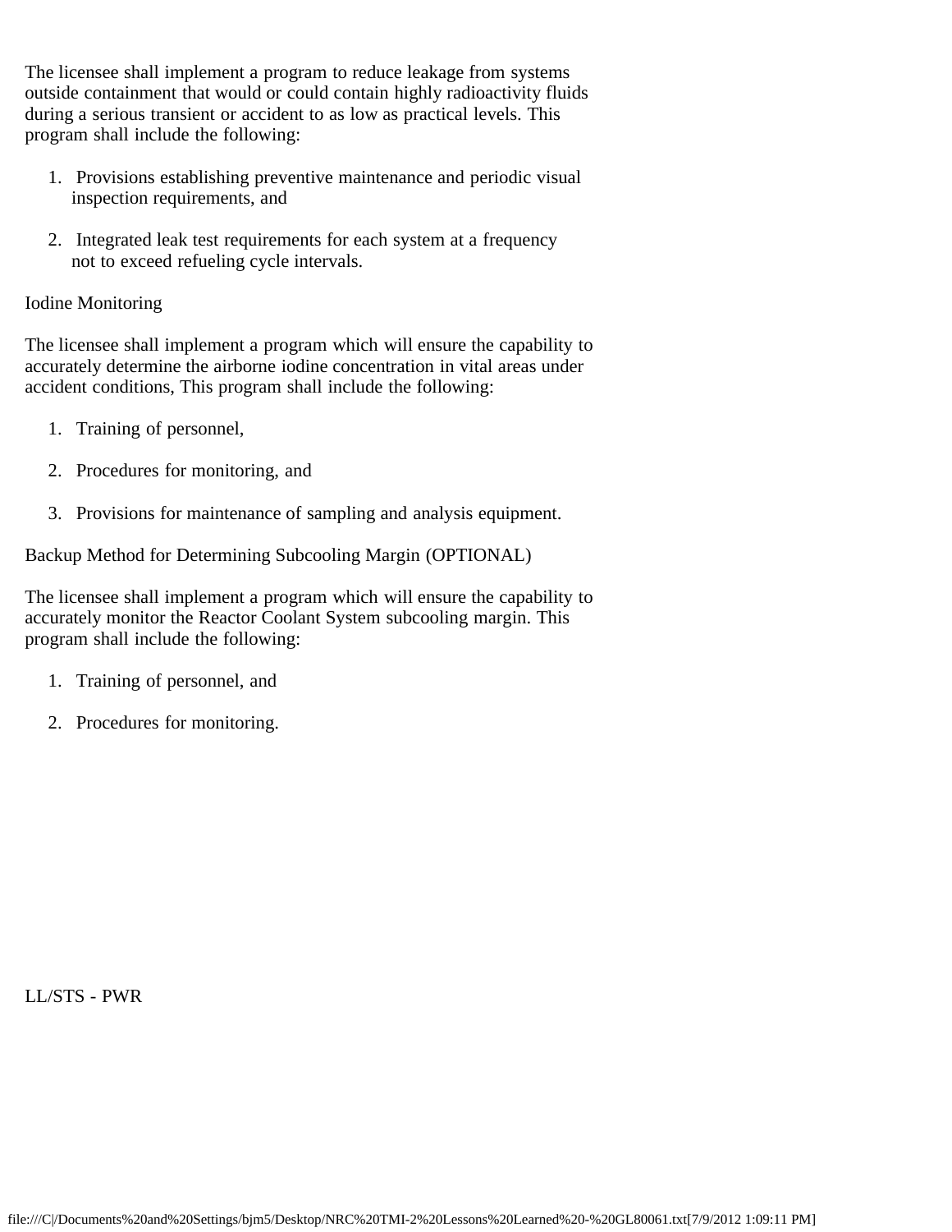The licensee shall implement a program to reduce leakage from systems outside containment that would or could contain highly radioactivity fluids during a serious transient or accident to as low as practical levels. This program shall include the following:

1. Provisions establishing preventive maintenance and periodic visual inspection requirements, and

2. Integrated leak test requirements for each system at a frequency not to exceed refueling cycle intervals.

Iodine Monitoring

The licensee shall implement a program which will ensure the capability to accurately determine the airborne iodine concentration in vital areas under accident conditions, This program shall include the following:

1. Training of personnel,

2. Procedures for monitoring, and

3. Provisions for maintenance of sampling and analysis equipment.

Backup Method for Determining Subcooling Margin (OPTIONAL)

The licensee shall implement a program which will ensure the capability to accurately monitor the Reactor Coolant System subcooling margin. This program shall include the following:

1. Training of personnel, and

2. Procedures for monitoring.

LL/STS - PWR